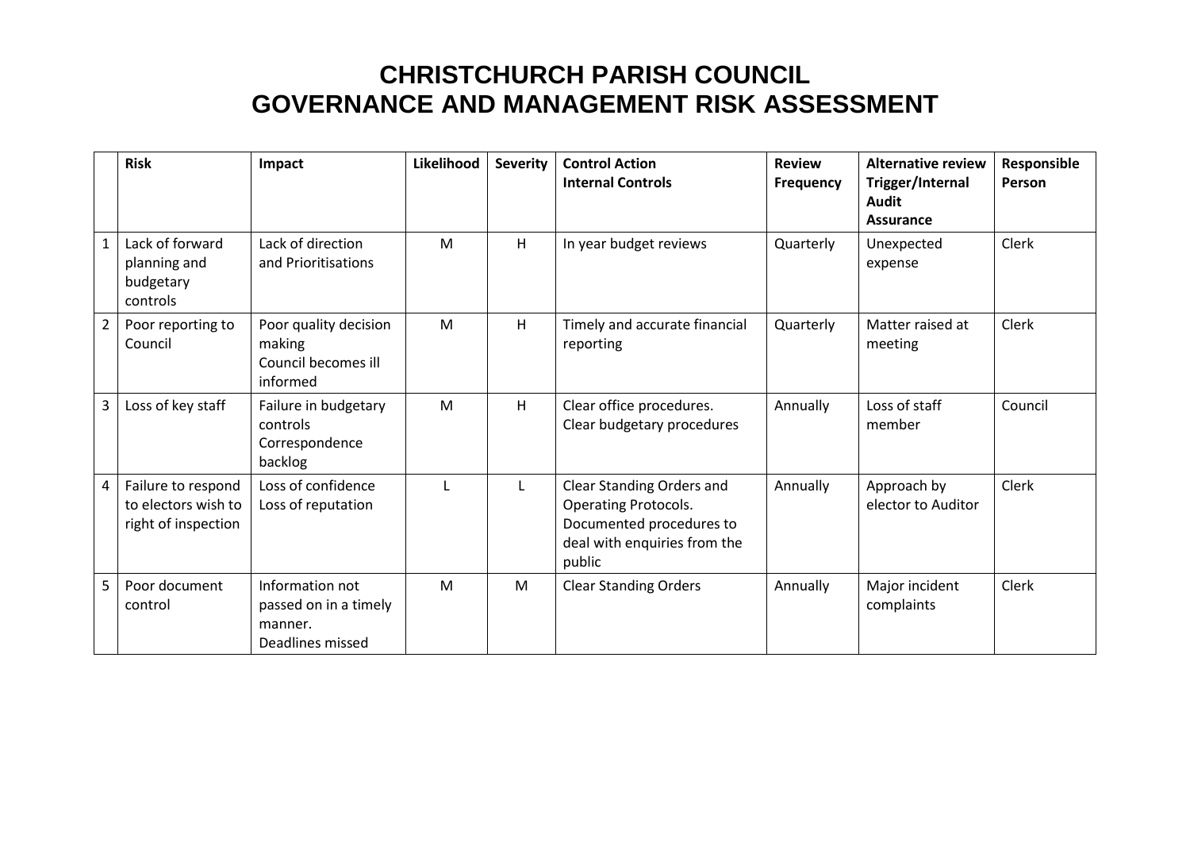# CHRISTCHURCH PARISH COUNCIL
# GOVERNANCE AND MANAGEMENT RISK ASSESSMENT

| | **Risk** | **Impact** | **Likelihood** | **Severity** | **Control Action Internal Controls** | **Review Frequency** | **Alternative review Trigger/Internal Audit Assurance** | **Responsible Person** |
|---|---|---|---|---|---|---|---|---|
| 1 | Lack of forward planning and budgetary controls | Lack of direction and Prioritisations | M | H | In year budget reviews | Quarterly | Unexpected expense | Clerk |
| 2 | Poor reporting to Council | Poor quality decision making<br>Council becomes ill informed | M | H | Timely and accurate financial reporting | Quarterly | Matter raised at meeting | Clerk |
| 3 | Loss of key staff | Failure in budgetary controls<br>Correspondence backlog | M | H | Clear office procedures.<br>Clear budgetary procedures | Annually | Loss of staff member | Council |
| 4 | Failure to respond to electors wish to right of inspection | Loss of confidence<br>Loss of reputation | L | L | Clear Standing Orders and Operating Protocols.<br>Documented procedures to deal with enquiries from the public | Annually | Approach by elector to Auditor | Clerk |
| 5 | Poor document control | Information not passed on in a timely manner.<br>Deadlines missed | M | M | Clear Standing Orders | Annually | Major incident complaints | Clerk |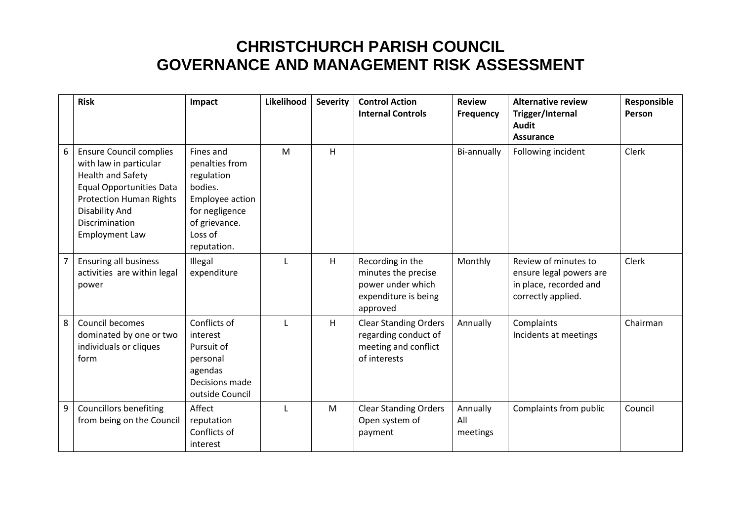# CHRISTCHURCH PARISH COUNCIL
# GOVERNANCE AND MANAGEMENT RISK ASSESSMENT

| | Risk | Impact | Likelihood | Severity | Control Action Internal Controls | Review Frequency | Alternative review Trigger/Internal Audit Assurance | Responsible Person |
|---|---|---|---|---|---|---|---|---|
| 6 | Ensure Council complies with law in particular Health and Safety Equal Opportunities Data Protection Human Rights Disability And Discrimination Employment Law | Fines and penalties from regulation bodies. Employee action for negligence of grievance. Loss of reputation. | M | H | | Bi-annually | Following incident | Clerk |
| 7 | Ensuring all business activities are within legal power | Illegal expenditure | L | H | Recording in the minutes the precise power under which expenditure is being approved | Monthly | Review of minutes to ensure legal powers are in place, recorded and correctly applied. | Clerk |
| 8 | Council becomes dominated by one or two individuals or cliques form | Conflicts of interest Pursuit of personal agendas Decisions made outside Council | L | H | Clear Standing Orders regarding conduct of meeting and conflict of interests | Annually | Complaints Incidents at meetings | Chairman |
| 9 | Councillors benefiting from being on the Council | Affect reputation Conflicts of interest | L | M | Clear Standing Orders Open system of payment | Annually All meetings | Complaints from public | Council |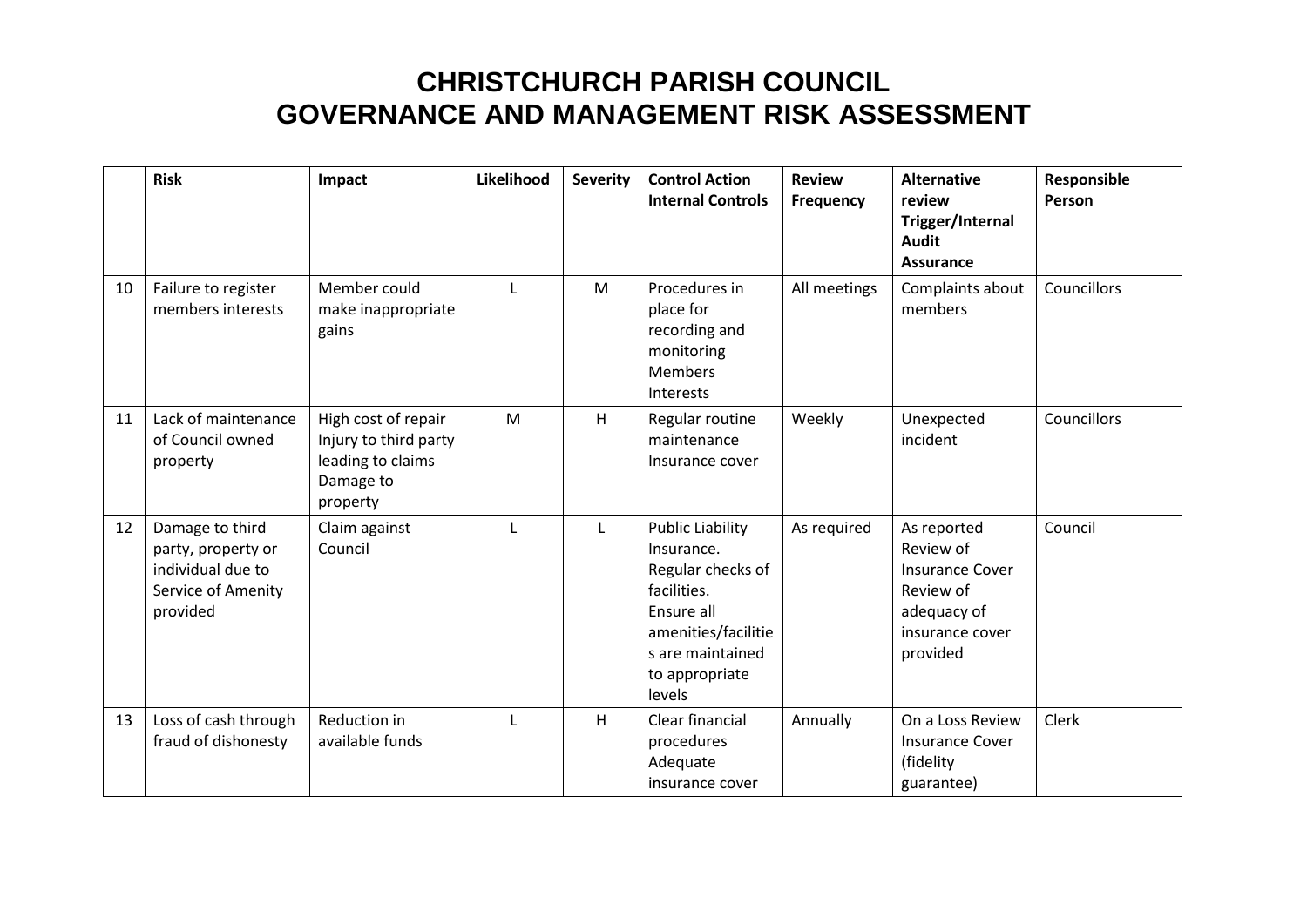# CHRISTCHURCH PARISH COUNCIL
# GOVERNANCE AND MANAGEMENT RISK ASSESSMENT

| | Risk | Impact | Likelihood | Severity | Control Action Internal Controls | Review Frequency | Alternative review Trigger/Internal Audit Assurance | Responsible Person |
|---|---|---|---|---|---|---|---|---|
| 10 | Failure to register members interests | Member could make inappropriate gains | L | M | Procedures in place for recording and monitoring Members Interests | All meetings | Complaints about members | Councillors |
| 11 | Lack of maintenance of Council owned property | High cost of repair Injury to third party leading to claims Damage to property | M | H | Regular routine maintenance Insurance cover | Weekly | Unexpected incident | Councillors |
| 12 | Damage to third party, property or individual due to Service of Amenity provided | Claim against Council | L | L | Public Liability Insurance. Regular checks of facilities. Ensure all amenities/facilities are maintained to appropriate levels | As required | As reported Review of Insurance Cover Review of adequacy of insurance cover provided | Council |
| 13 | Loss of cash through fraud of dishonesty | Reduction in available funds | L | H | Clear financial procedures Adequate insurance cover | Annually | On a Loss Review Insurance Cover (fidelity guarantee) | Clerk |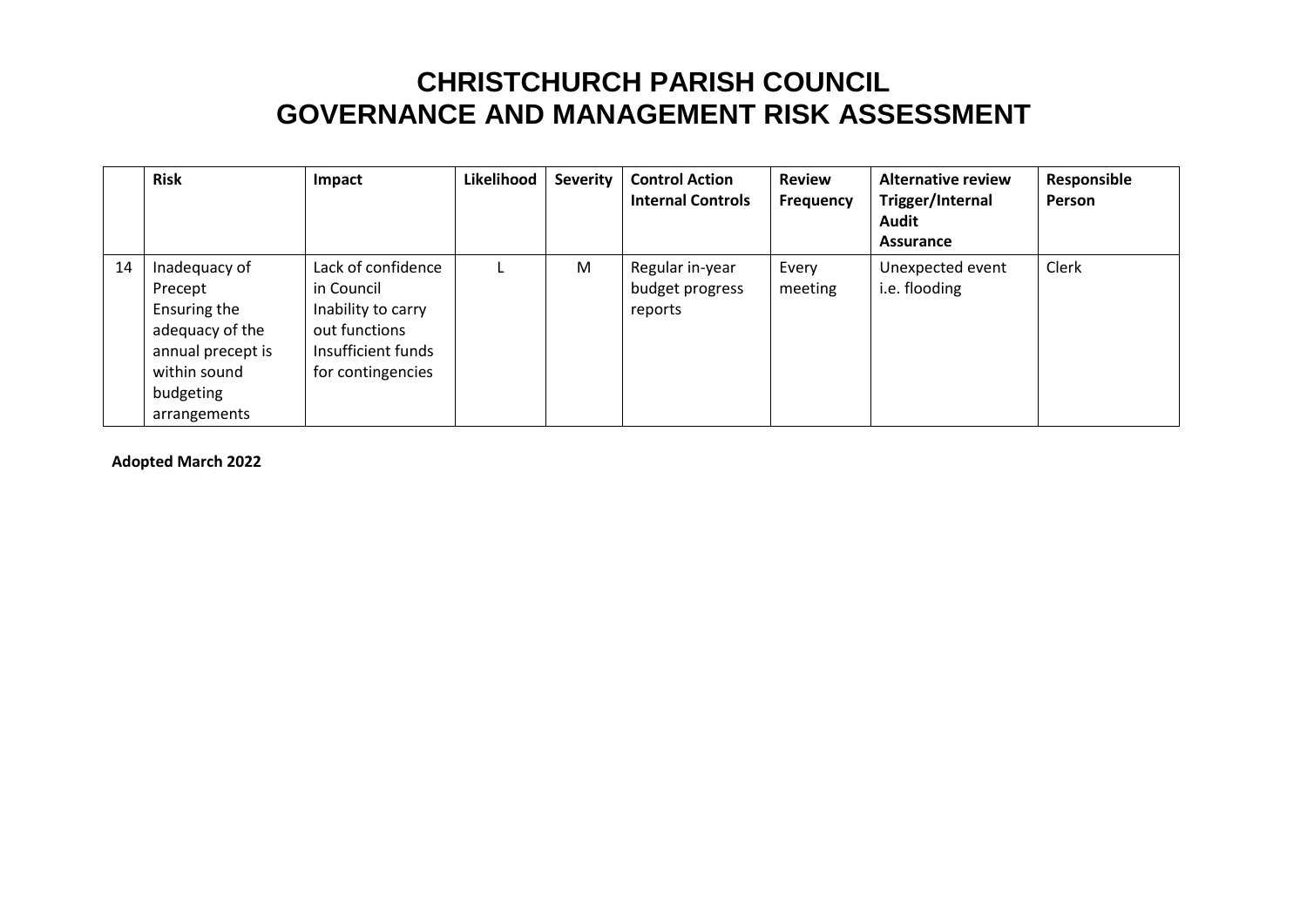# CHRISTCHURCH PARISH COUNCIL
# GOVERNANCE AND MANAGEMENT RISK ASSESSMENT

| | Risk | Impact | Likelihood | Severity | Control Action Internal Controls | Review Frequency | Alternative review Trigger/Internal Audit Assurance | Responsible Person |
|---|---|---|---|---|---|---|---|---|
| 14 | Inadequacy of Precept Ensuring the adequacy of the annual precept is within sound budgeting arrangements | Lack of confidence in Council Inability to carry out functions Insufficient funds for contingencies | L | M | Regular in-year budget progress reports | Every meeting | Unexpected event i.e. flooding | Clerk |

**Adopted March 2022**